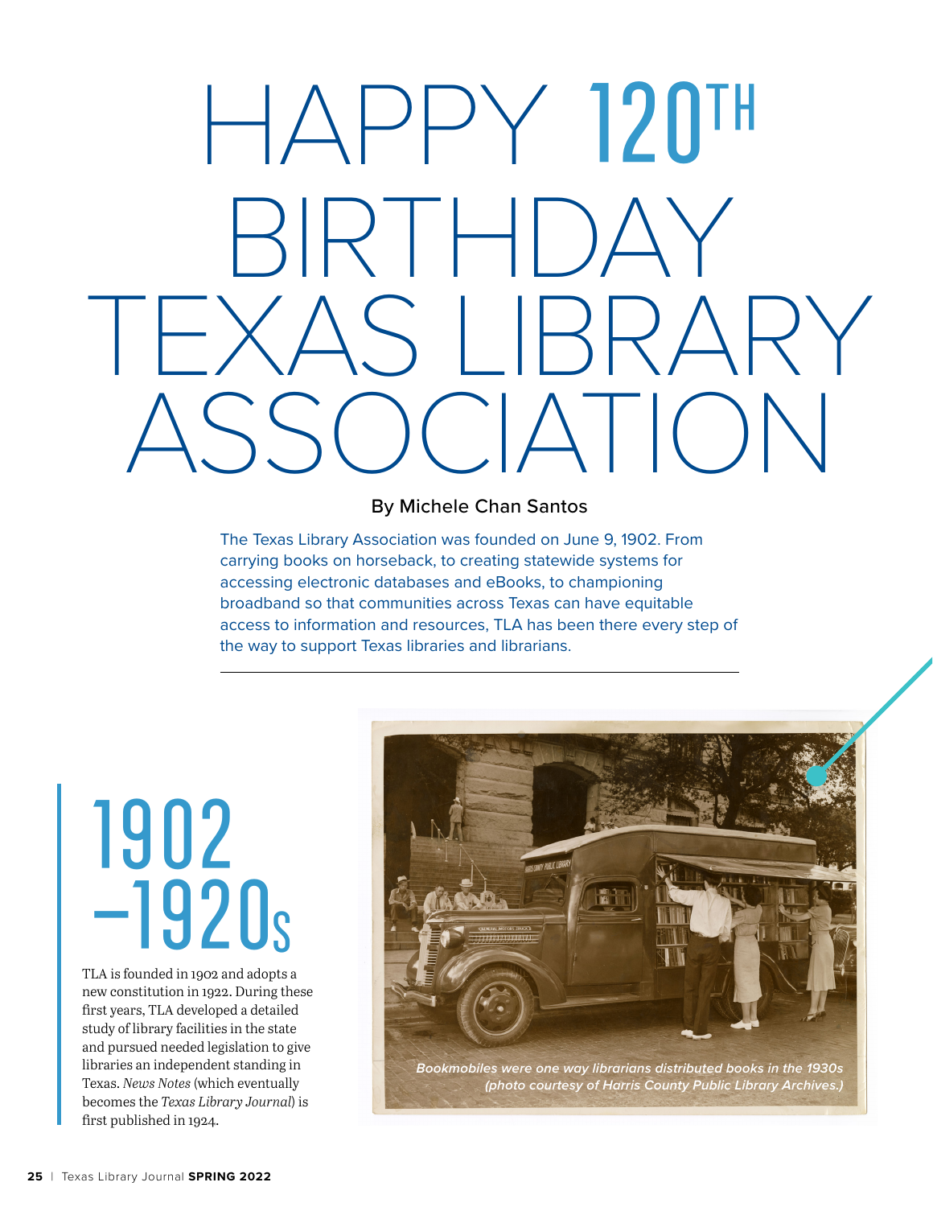# HAPPY 120TH BIRTHDAY TEXAS LIBRARY ASSOCIATION

By Michele Chan Santos

The Texas Library Association was founded on June 9, 1902. From carrying books on horseback, to creating statewide systems for accessing electronic databases and eBooks, to championing broadband so that communities across Texas can have equitable access to information and resources, TLA has been there every step of the way to support Texas libraries and librarians.

## 1902 –1920s

TLA is founded in 1902 and adopts a new constitution in 1922. During these first years, TLA developed a detailed study of library facilities in the state and pursued needed legislation to give libraries an independent standing in Texas. *News Notes* (which eventually becomes the *Texas Library Journal*) is first published in 1924.

*Bookmobiles were one way librarians distributed books in the 1930s (photo courtesy of Harris County Public Library Archives.)*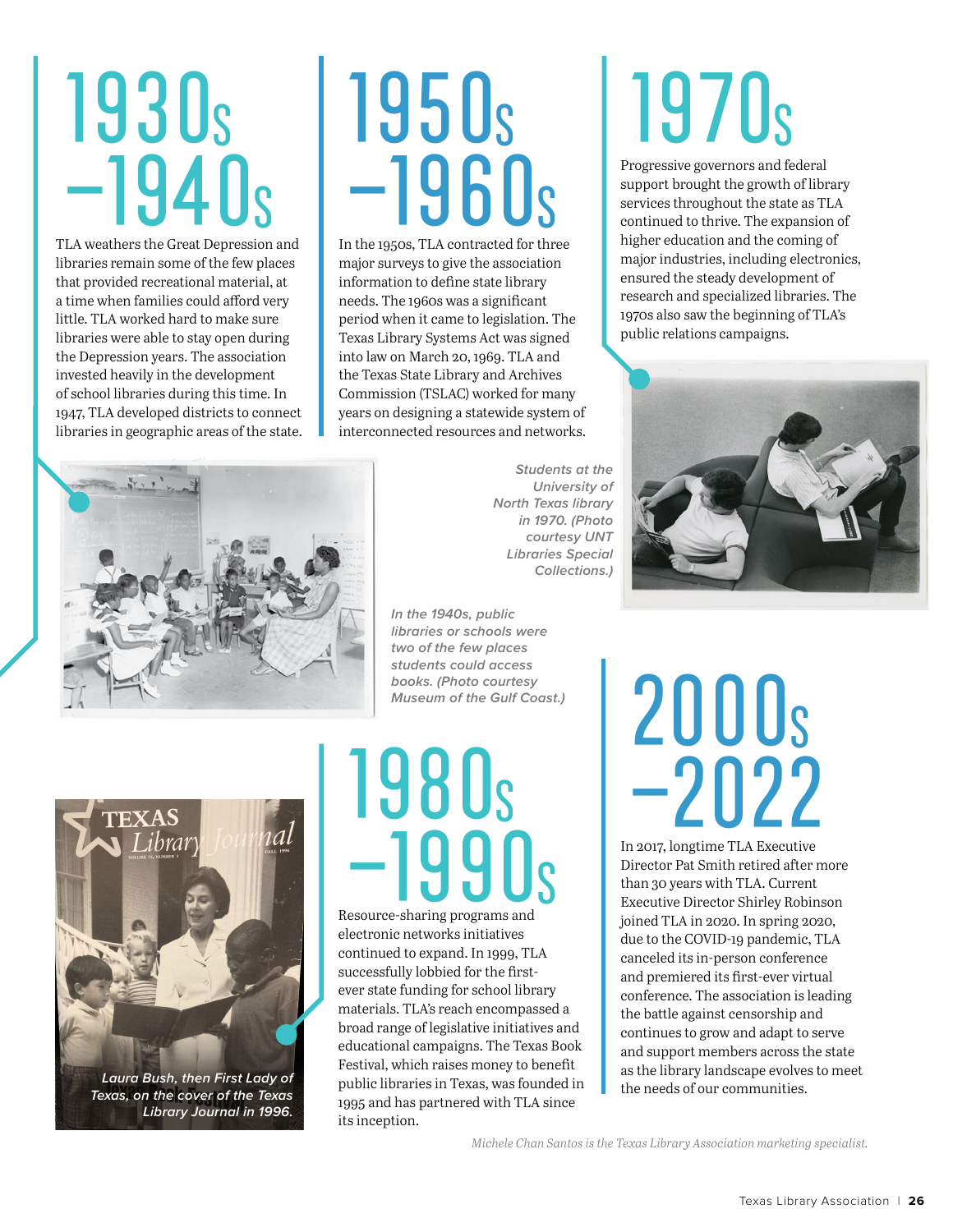## 1930s–1940s

TLA weathers the Great Depression and libraries remain some of the few places that provided recreational material, at a time when families could afford very little. TLA worked hard to make sure libraries were able to stay open during the Depression years. The association invested heavily in the development of school libraries during this time. In 1947, TLA developed districts to connect libraries in geographic areas of the state.

*In the 1940s, public libraries or schools were two of the few places students could access books. (Photo courtesy Museum of the Gulf Coast.)*

## 1950s–1960s

In the 1950s, TLA contracted for three major surveys to give the association information to define state library needs. The 1960s was a significant period when it came to legislation. The Texas Library Systems Act was signed into law on March 20, 1969. TLA and the Texas State Library and Archives Commission (TSLAC) worked for many years on designing a statewide system of interconnected resources and networks.

## 1970s

Progressive governors and federal support brought the growth of library services throughout the state as TLA continued to thrive. The expansion of higher education and the coming of major industries, including electronics, ensured the steady development of research and specialized libraries. The 1970s also saw the beginning of TLA's public relations campaigns.

*Students at the University of North Texas library in 1970. (Photo courtesy UNT Libraries Special Collections.)*

## 1980s–1990s

Resource-sharing programs and electronic networks initiatives continued to expand. In 1999, TLA successfully lobbied for the first-ever state funding for school library materials. TLA's reach encompassed a broad range of legislative initiatives and educational campaigns. The Texas Book Festival, which raises money to benefit public libraries in Texas, was founded in 1995 and has partnered with TLA since its inception.

*Laura Bush, then First Lady of Texas, on the cover of the Texas Library Journal in 1996.*

## 2000s–2022

In 2017, longtime TLA Executive Director Pat Smith retired after more than 30 years with TLA. Current Executive Director Shirley Robinson joined TLA in 2020. In spring 2020, due to the COVID-19 pandemic, TLA canceled its in-person conference and premiered its first-ever virtual conference. The association is leading the battle against censorship and continues to grow and adapt to serve and support members across the state as the library landscape evolves to meet the needs of our communities.

*Michele Chan Santos is the Texas Library Association marketing specialist.*